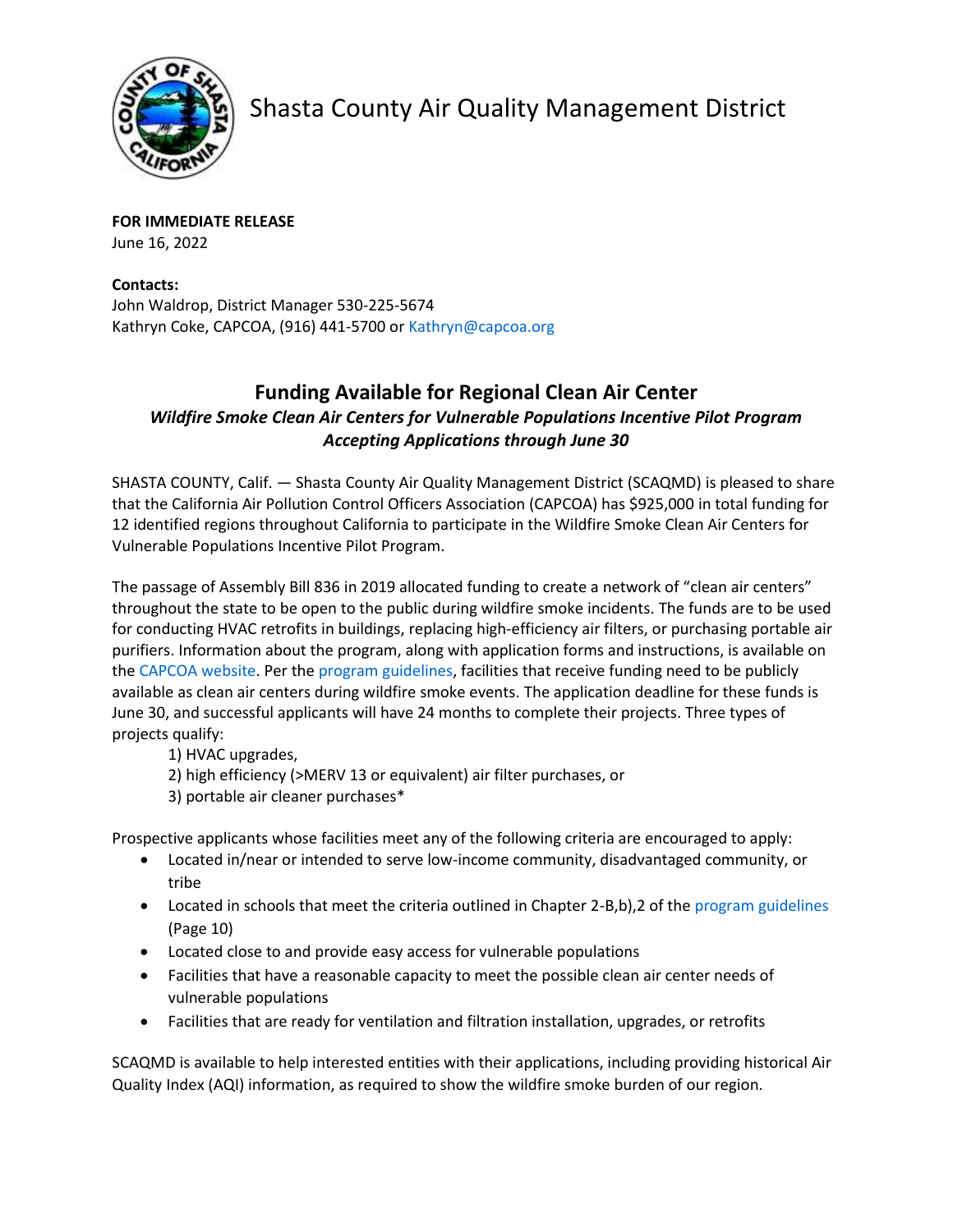# Shasta County Air Quality Management District

**FOR IMMEDIATE RELEASE**
June 16, 2022

**Contacts:**
John Waldrop, District Manager 530-225-5674
Kathryn Coke, CAPCOA, (916) 441-5700 or Kathryn@capcoa.org

## Funding Available for Regional Clean Air Center

### *Wildfire Smoke Clean Air Centers for Vulnerable Populations Incentive Pilot Program Accepting Applications through June 30*

SHASTA COUNTY, Calif. — Shasta County Air Quality Management District (SCAQMD) is pleased to share that the California Air Pollution Control Officers Association (CAPCOA) has $925,000 in total funding for 12 identified regions throughout California to participate in the Wildfire Smoke Clean Air Centers for Vulnerable Populations Incentive Pilot Program.

The passage of Assembly Bill 836 in 2019 allocated funding to create a network of "clean air centers" throughout the state to be open to the public during wildfire smoke incidents. The funds are to be used for conducting HVAC retrofits in buildings, replacing high-efficiency air filters, or purchasing portable air purifiers. Information about the program, along with application forms and instructions, is available on the CAPCOA website. Per the program guidelines, facilities that receive funding need to be publicly available as clean air centers during wildfire smoke events. The application deadline for these funds is June 30, and successful applicants will have 24 months to complete their projects. Three types of projects qualify:

1) HVAC upgrades,
2) high efficiency (>MERV 13 or equivalent) air filter purchases, or
3) portable air cleaner purchases*

Prospective applicants whose facilities meet any of the following criteria are encouraged to apply:

- Located in/near or intended to serve low-income community, disadvantaged community, or tribe
- Located in schools that meet the criteria outlined in Chapter 2-B,b),2 of the program guidelines (Page 10)
- Located close to and provide easy access for vulnerable populations
- Facilities that have a reasonable capacity to meet the possible clean air center needs of vulnerable populations
- Facilities that are ready for ventilation and filtration installation, upgrades, or retrofits

SCAQMD is available to help interested entities with their applications, including providing historical Air Quality Index (AQI) information, as required to show the wildfire smoke burden of our region.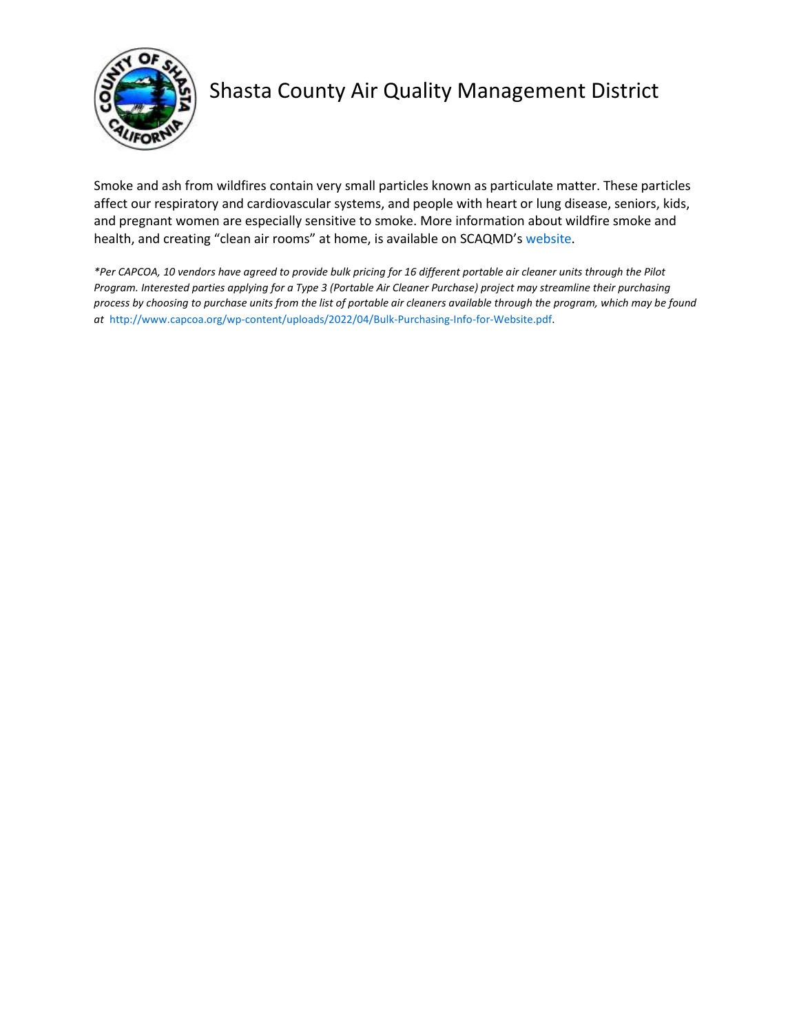# Shasta County Air Quality Management District

Smoke and ash from wildfires contain very small particles known as particulate matter. These particles affect our respiratory and cardiovascular systems, and people with heart or lung disease, seniors, kids, and pregnant women are especially sensitive to smoke. More information about wildfire smoke and health, and creating "clean air rooms" at home, is available on SCAQMD's website.

*\*Per CAPCOA, 10 vendors have agreed to provide bulk pricing for 16 different portable air cleaner units through the Pilot Program. Interested parties applying for a Type 3 (Portable Air Cleaner Purchase) project may streamline their purchasing process by choosing to purchase units from the list of portable air cleaners available through the program, which may be found at* http://www.capcoa.org/wp-content/uploads/2022/04/Bulk-Purchasing-Info-for-Website.pdf.